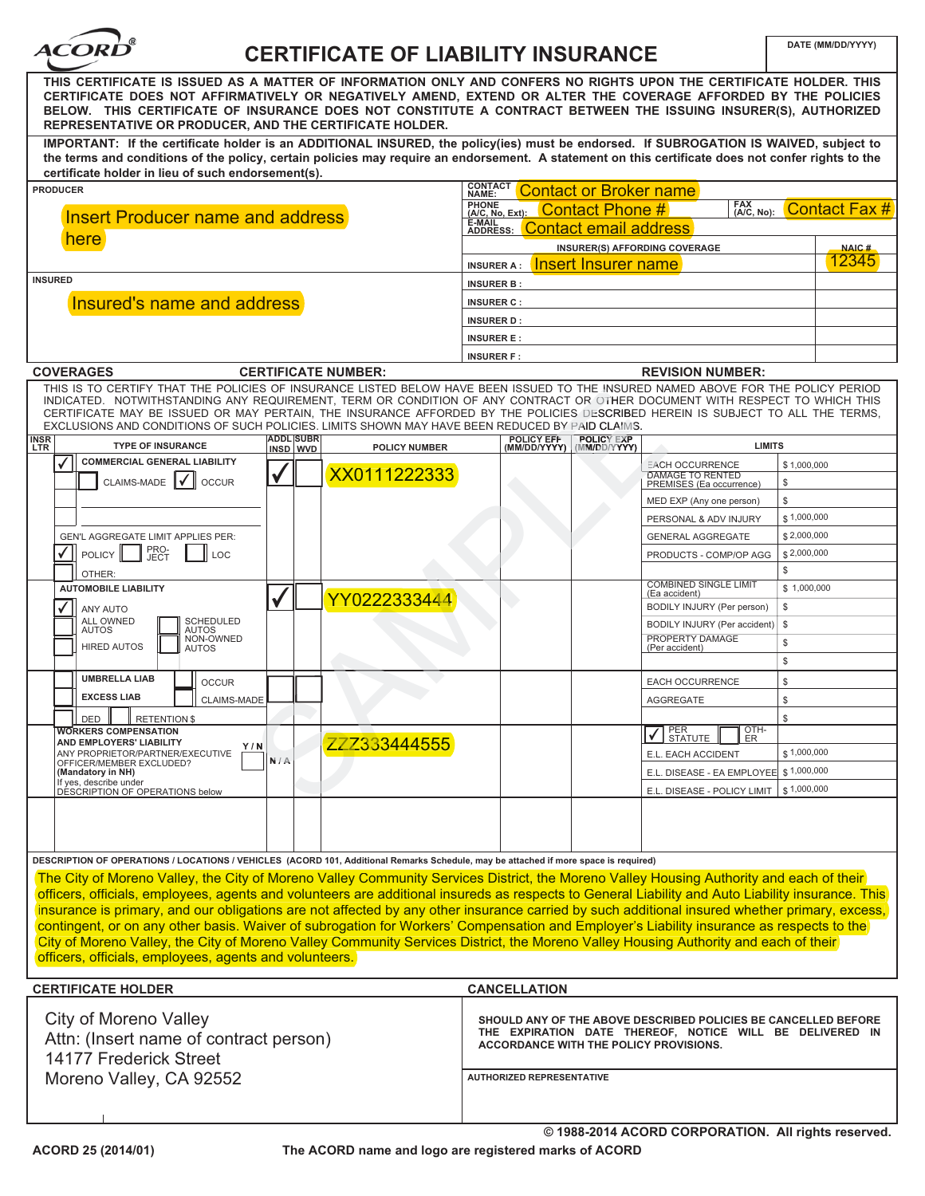# CERTIFICATE OF LIABILITY INSURANCE

**DATE (MM/DD/YYYY)**

**THIS CERTIFICATE IS ISSUED AS A MATTER OF INFORMATION ONLY AND CONFERS NO RIGHTS UPON THE CERTIFICATE HOLDER. THIS CERTIFICATE DOES NOT AFFIRMATIVELY OR NEGATIVELY AMEND, EXTEND OR ALTER THE COVERAGE AFFORDED BY THE POLICIES BELOW. THIS CERTIFICATE OF INSURANCE DOES NOT CONSTITUTE A CONTRACT BETWEEN THE ISSUING INSURER(S), AUTHORIZED REPRESENTATIVE OR PRODUCER, AND THE CERTIFICATE HOLDER.**

**IMPORTANT: If the certificate holder is an ADDITIONAL INSURED, the policy(ies) must be endorsed. If SUBROGATION IS WAIVED, subject to the terms and conditions of the policy, certain policies may require an endorsement. A statement on this certificate does not confer rights to the certificate holder in lieu of such endorsement(s).**

| PRODUCER | CONTACT NAME: Contact or Broker name | |
|---|---|---|
| Insert Producer name and address here | PHONE (A/C, No, Ext): Contact Phone # | FAX (A/C, No): Contact Fax # |
| | E-MAIL ADDRESS: Contact email address | |
| | **INSURER(S) AFFORDING COVERAGE** | **NAIC #** |
| | INSURER A : Insert Insurer name | 12345 |
| **INSURED** | INSURER B : | |
| Insured's name and address | INSURER C : | |
| | INSURER D : | |
| | INSURER E : | |
| | INSURER F : | |

**COVERAGES** **CERTIFICATE NUMBER:** **REVISION NUMBER:**

THIS IS TO CERTIFY THAT THE POLICIES OF INSURANCE LISTED BELOW HAVE BEEN ISSUED TO THE INSURED NAMED ABOVE FOR THE POLICY PERIOD INDICATED. NOTWITHSTANDING ANY REQUIREMENT, TERM OR CONDITION OF ANY CONTRACT OR OTHER DOCUMENT WITH RESPECT TO WHICH THIS CERTIFICATE MAY BE ISSUED OR MAY PERTAIN, THE INSURANCE AFFORDED BY THE POLICIES DESCRIBED HEREIN IS SUBJECT TO ALL THE TERMS, EXCLUSIONS AND CONDITIONS OF SUCH POLICIES. LIMITS SHOWN MAY HAVE BEEN REDUCED BY PAID CLAIMS.

| INSR LTR | TYPE OF INSURANCE | ADDL INSD | SUBR WVD | POLICY NUMBER | POLICY EFF (MM/DD/YYYY) | POLICY EXP (MM/DD/YYYY) | LIMITS | |
|---|---|---|---|---|---|---|---|---|
| | ☑ COMMERCIAL GENERAL LIABILITY<br>☐ CLAIMS-MADE ☑ OCCUR | ☑ | ☐ | XX0111222333 | | | EACH OCCURRENCE | $ 1,000,000 |
| | | | | | | | DAMAGE TO RENTED PREMISES (Ea occurrence) | $ |
| | | | | | | | MED EXP (Any one person) | $ |
| | | | | | | | PERSONAL & ADV INJURY | $ 1,000,000 |
| | GEN'L AGGREGATE LIMIT APPLIES PER: | | | | | | GENERAL AGGREGATE | $ 2,000,000 |
| | ☑ POLICY ☐ PRO-JECT ☐ LOC | | | | | | PRODUCTS - COMP/OP AGG | $ 2,000,000 |
| | ☐ OTHER: | | | | | | | $ |
| | **AUTOMOBILE LIABILITY** | ☑ | ☐ | YY0222333444 | | | COMBINED SINGLE LIMIT (Ea accident) | $ 1,000,000 |
| | ☑ ANY AUTO | | | | | | BODILY INJURY (Per person) | $ |
| | ☐ ALL OWNED AUTOS ☐ SCHEDULED AUTOS | | | | | | BODILY INJURY (Per accident) | $ |
| | ☐ HIRED AUTOS ☐ NON-OWNED AUTOS | | | | | | PROPERTY DAMAGE (Per accident) | $ |
| | | | | | | | | $ |
| | ☐ **UMBRELLA LIAB** ☐ OCCUR | ☐ | ☐ | | | | EACH OCCURRENCE | $ |
| | ☐ **EXCESS LIAB** ☐ CLAIMS-MADE | | | | | | AGGREGATE | $ |
| | ☐ DED ☐ RETENTION $ | | | | | | | $ |
| | **WORKERS COMPENSATION AND EMPLOYERS' LIABILITY** Y/N<br>ANY PROPRIETOR/PARTNER/EXECUTIVE OFFICER/MEMBER EXCLUDED? ☐<br>**(Mandatory in NH)**<br>If yes, describe under DESCRIPTION OF OPERATIONS below | N/A | | ZZZ333444555 | | | ☑ PER STATUTE ☐ OTH-ER | |
| | | | | | | | E.L. EACH ACCIDENT | $ 1,000,000 |
| | | | | | | | E.L. DISEASE - EA EMPLOYEE | $ 1,000,000 |
| | | | | | | | E.L. DISEASE - POLICY LIMIT | $ 1,000,000 |

**DESCRIPTION OF OPERATIONS / LOCATIONS / VEHICLES** (ACORD 101, Additional Remarks Schedule, may be attached if more space is required)

The City of Moreno Valley, the City of Moreno Valley Community Services District, the Moreno Valley Housing Authority and each of their officers, officials, employees, agents and volunteers are additional insureds as respects to General Liability and Auto Liability insurance. This insurance is primary, and our obligations are not affected by any other insurance carried by such additional insured whether primary, excess, contingent, or on any other basis. Waiver of subrogation for Workers' Compensation and Employer's Liability insurance as respects to the City of Moreno Valley, the City of Moreno Valley Community Services District, the Moreno Valley Housing Authority and each of their officers, officials, employees, agents and volunteers.

| CERTIFICATE HOLDER | CANCELLATION |
|---|---|
| City of Moreno Valley<br>Attn: (Insert name of contract person)<br>14177 Frederick Street<br>Moreno Valley, CA 92552 | **SHOULD ANY OF THE ABOVE DESCRIBED POLICIES BE CANCELLED BEFORE THE EXPIRATION DATE THEREOF, NOTICE WILL BE DELIVERED IN ACCORDANCE WITH THE POLICY PROVISIONS.** |
| | AUTHORIZED REPRESENTATIVE |

© 1988-2014 ACORD CORPORATION. All rights reserved.

ACORD 25 (2014/01) The ACORD name and logo are registered marks of ACORD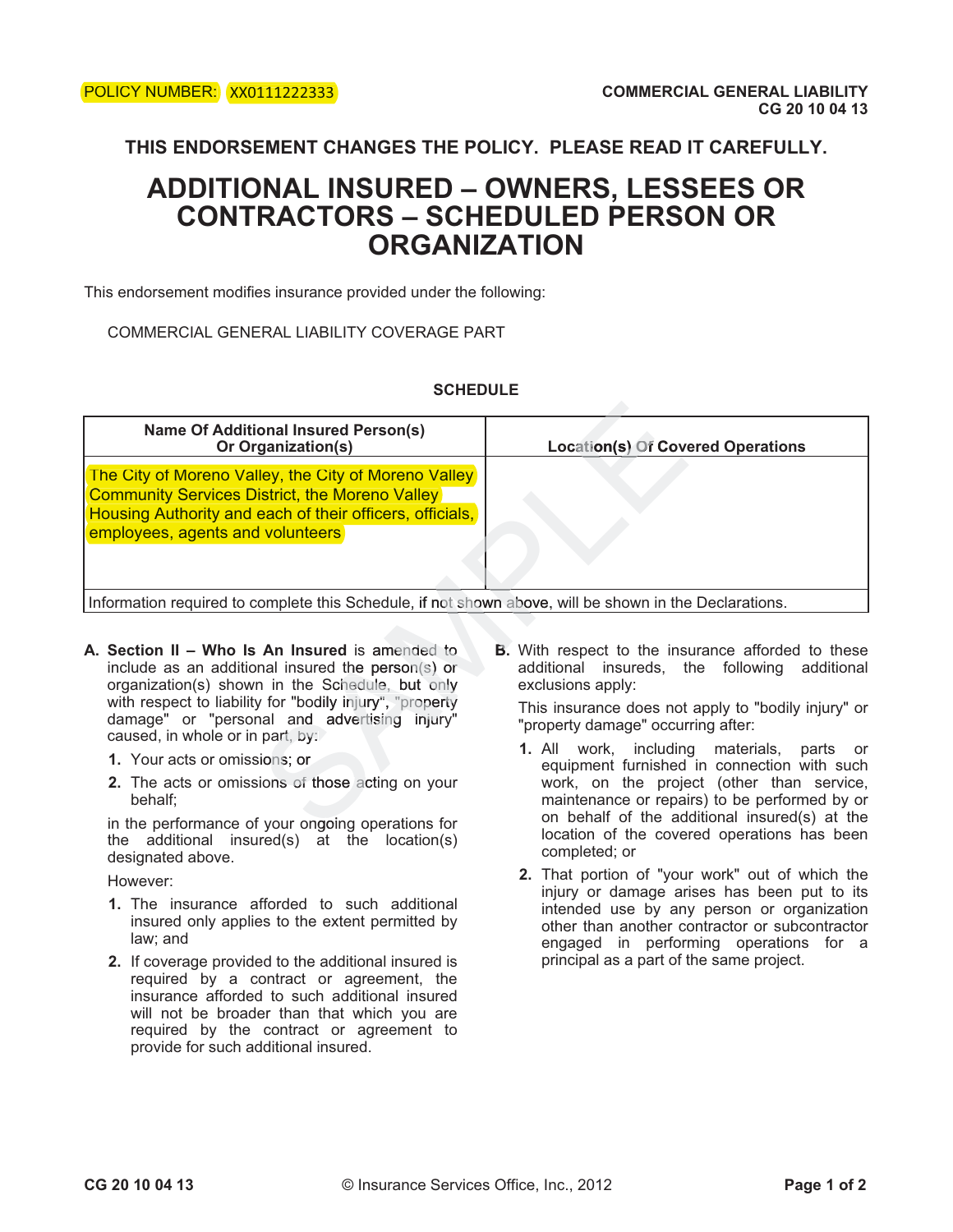POLICY NUMBER: XX0111222333

COMMERCIAL GENERAL LIABILITY
CG 20 10 04 13

**THIS ENDORSEMENT CHANGES THE POLICY. PLEASE READ IT CAREFULLY.**

# ADDITIONAL INSURED – OWNERS, LESSEES OR CONTRACTORS – SCHEDULED PERSON OR ORGANIZATION

This endorsement modifies insurance provided under the following:

COMMERCIAL GENERAL LIABILITY COVERAGE PART

**SCHEDULE**

| Name Of Additional Insured Person(s) Or Organization(s) | Location(s) Of Covered Operations |
|---|---|
| The City of Moreno Valley, the City of Moreno Valley Community Services District, the Moreno Valley Housing Authority and each of their officers, officials, employees, agents and volunteers | |
| Information required to complete this Schedule, if not shown above, will be shown in the Declarations. | |

**A. Section II – Who Is An Insured** is amended to include as an additional insured the person(s) or organization(s) shown in the Schedule, but only with respect to liability for "bodily injury", "property damage" or "personal and advertising injury" caused, in whole or in part, by:

1. Your acts or omissions; or
2. The acts or omissions of those acting on your behalf;

in the performance of your ongoing operations for the additional insured(s) at the location(s) designated above.

However:

1. The insurance afforded to such additional insured only applies to the extent permitted by law; and
2. If coverage provided to the additional insured is required by a contract or agreement, the insurance afforded to such additional insured will not be broader than that which you are required by the contract or agreement to provide for such additional insured.

**B.** With respect to the insurance afforded to these additional insureds, the following additional exclusions apply:

This insurance does not apply to "bodily injury" or "property damage" occurring after:

1. All work, including materials, parts or equipment furnished in connection with such work, on the project (other than service, maintenance or repairs) to be performed by or on behalf of the additional insured(s) at the location of the covered operations has been completed; or
2. That portion of "your work" out of which the injury or damage arises has been put to its intended use by any person or organization other than another contractor or subcontractor engaged in performing operations for a principal as a part of the same project.

CG 20 10 04 13 © Insurance Services Office, Inc., 2012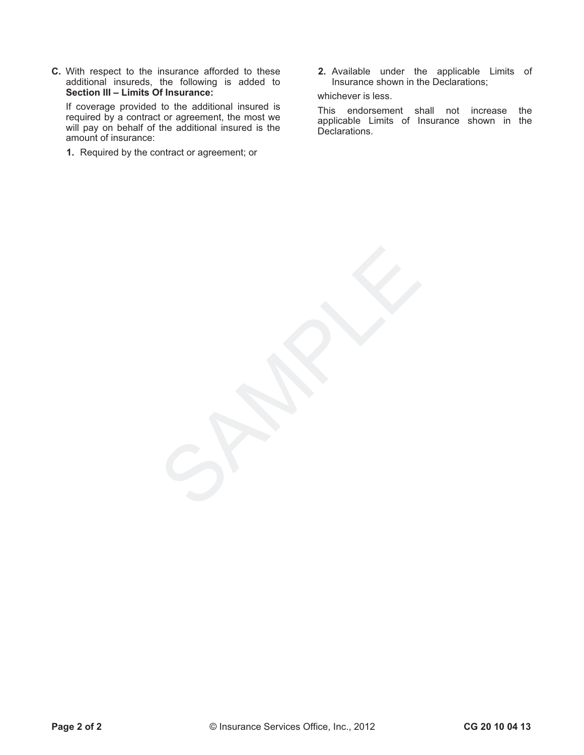**C.** With respect to the insurance afforded to these additional insureds, the following is added to **Section III – Limits Of Insurance:**

If coverage provided to the additional insured is required by a contract or agreement, the most we will pay on behalf of the additional insured is the amount of insurance:

**1.** Required by the contract or agreement; or

**2.** Available under the applicable Limits of Insurance shown in the Declarations;

whichever is less.

This endorsement shall not increase the applicable Limits of Insurance shown in the Declarations.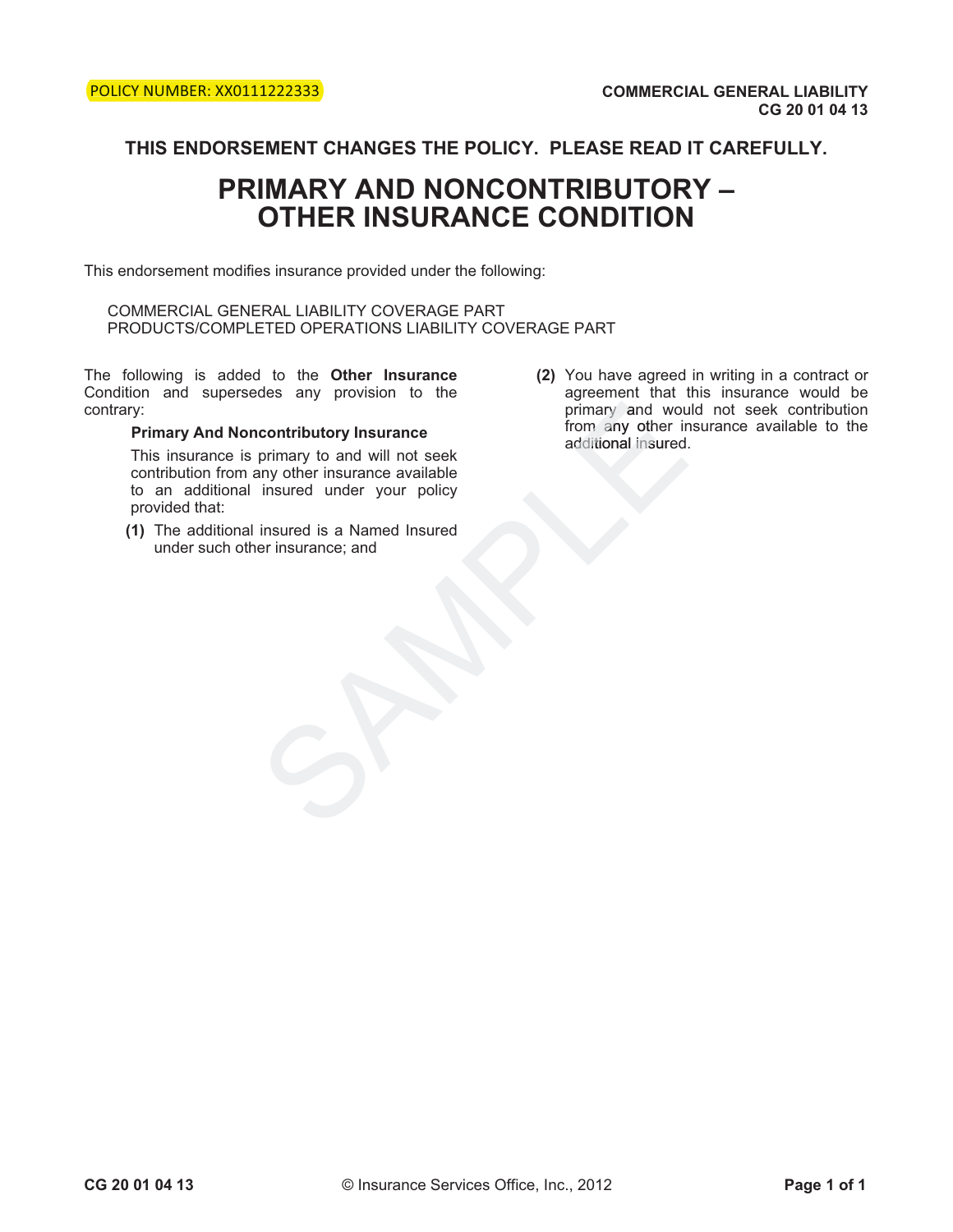POLICY NUMBER: XX0111222333

COMMERCIAL GENERAL LIABILITY
CG 20 01 04 13

**THIS ENDORSEMENT CHANGES THE POLICY. PLEASE READ IT CAREFULLY.**

# PRIMARY AND NONCONTRIBUTORY – OTHER INSURANCE CONDITION

This endorsement modifies insurance provided under the following:

COMMERCIAL GENERAL LIABILITY COVERAGE PART
PRODUCTS/COMPLETED OPERATIONS LIABILITY COVERAGE PART

The following is added to the **Other Insurance** Condition and supersedes any provision to the contrary:

**Primary And Noncontributory Insurance**

This insurance is primary to and will not seek contribution from any other insurance available to an additional insured under your policy provided that:

**(1)** The additional insured is a Named Insured under such other insurance; and

**(2)** You have agreed in writing in a contract or agreement that this insurance would be primary and would not seek contribution from any other insurance available to the additional insured.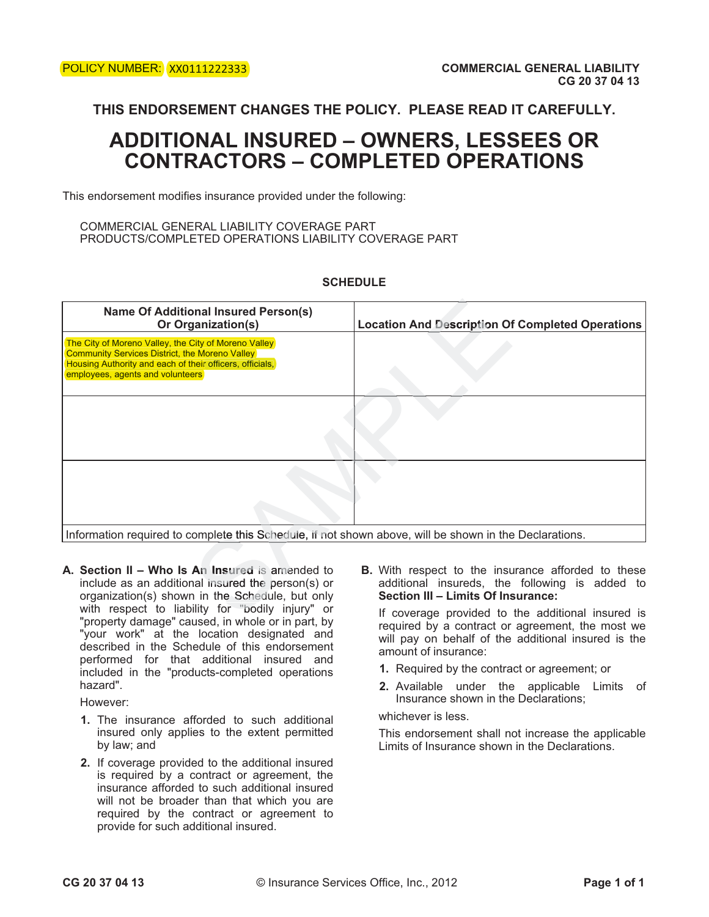POLICY NUMBER: XX0111222333

COMMERCIAL GENERAL LIABILITY
CG 20 37 04 13

**THIS ENDORSEMENT CHANGES THE POLICY. PLEASE READ IT CAREFULLY.**

# ADDITIONAL INSURED – OWNERS, LESSEES OR CONTRACTORS – COMPLETED OPERATIONS

This endorsement modifies insurance provided under the following:

COMMERCIAL GENERAL LIABILITY COVERAGE PART
PRODUCTS/COMPLETED OPERATIONS LIABILITY COVERAGE PART

**SCHEDULE**

| Name Of Additional Insured Person(s) Or Organization(s) | Location And Description Of Completed Operations |
|---|---|
| The City of Moreno Valley, the City of Moreno Valley Community Services District, the Moreno Valley Housing Authority and each of their officers, officials, employees, agents and volunteers | |
| | |
| | |

Information required to complete this Schedule, if not shown above, will be shown in the Declarations.

**A.** **Section II – Who Is An Insured** is amended to include as an additional insured the person(s) or organization(s) shown in the Schedule, but only with respect to liability for "bodily injury" or "property damage" caused, in whole or in part, by "your work" at the location designated and described in the Schedule of this endorsement performed for that additional insured and included in the "products-completed operations hazard".

However:

1. The insurance afforded to such additional insured only applies to the extent permitted by law; and
2. If coverage provided to the additional insured is required by a contract or agreement, the insurance afforded to such additional insured will not be broader than that which you are required by the contract or agreement to provide for such additional insured.

**B.** With respect to the insurance afforded to these additional insureds, the following is added to **Section III – Limits Of Insurance:**

If coverage provided to the additional insured is required by a contract or agreement, the most we will pay on behalf of the additional insured is the amount of insurance:

1. Required by the contract or agreement; or
2. Available under the applicable Limits of Insurance shown in the Declarations;

whichever is less.

This endorsement shall not increase the applicable Limits of Insurance shown in the Declarations.

CG 20 37 04 13 © Insurance Services Office, Inc., 2012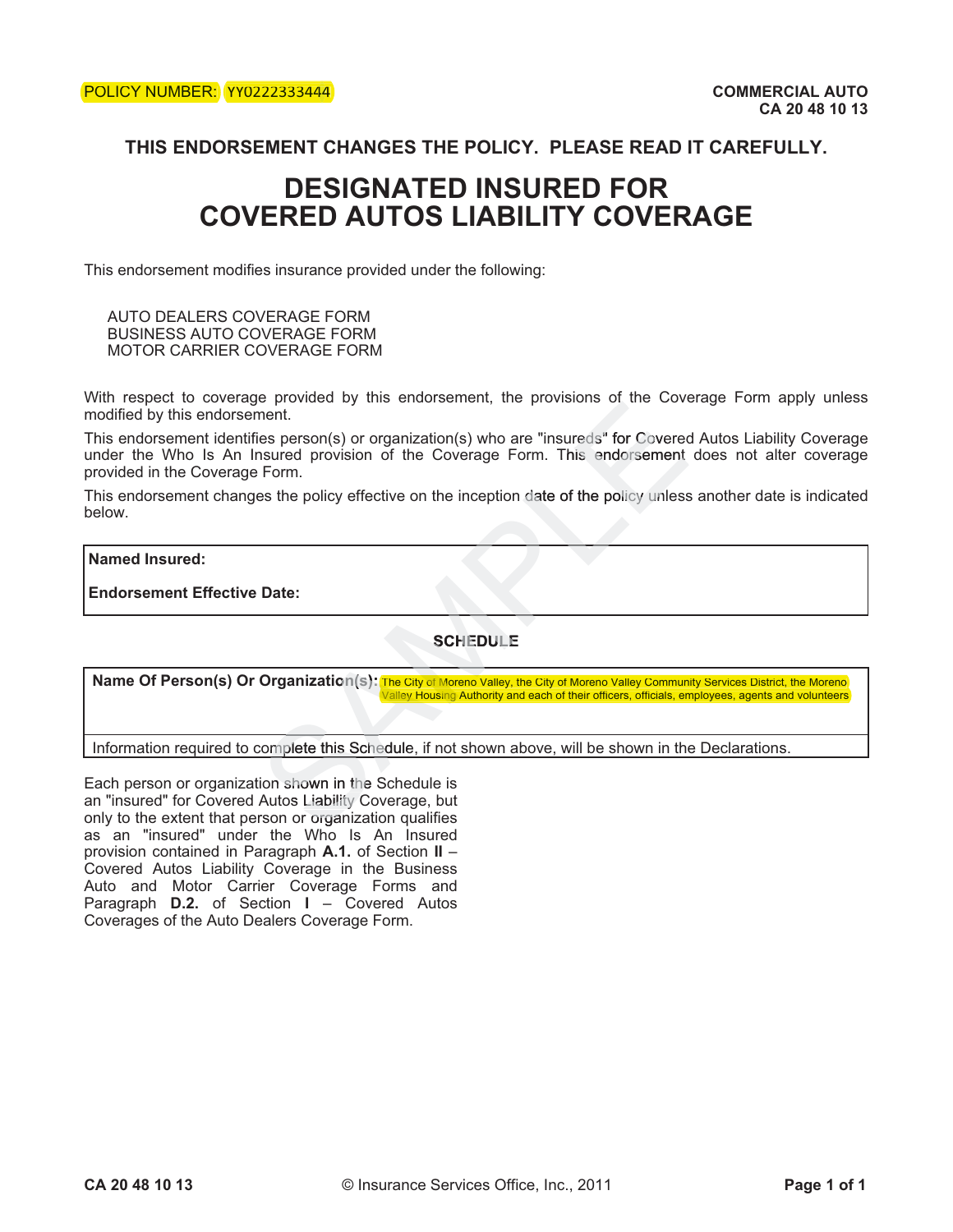POLICY NUMBER: YY0222333444

COMMERCIAL AUTO
CA 20 48 10 13

**THIS ENDORSEMENT CHANGES THE POLICY. PLEASE READ IT CAREFULLY.**

# DESIGNATED INSURED FOR COVERED AUTOS LIABILITY COVERAGE

This endorsement modifies insurance provided under the following:

AUTO DEALERS COVERAGE FORM
BUSINESS AUTO COVERAGE FORM
MOTOR CARRIER COVERAGE FORM

With respect to coverage provided by this endorsement, the provisions of the Coverage Form apply unless modified by this endorsement.

This endorsement identifies person(s) or organization(s) who are "insureds" for Covered Autos Liability Coverage under the Who Is An Insured provision of the Coverage Form. This endorsement does not alter coverage provided in the Coverage Form.

This endorsement changes the policy effective on the inception date of the policy unless another date is indicated below.

| | |
|---|---|
| **Named Insured:** | |
| **Endorsement Effective Date:** | |

**SCHEDULE**

| | |
|---|---|
| **Name Of Person(s) Or Organization(s):** | The City of Moreno Valley, the City of Moreno Valley Community Services District, the Moreno Valley Housing Authority and each of their officers, officials, employees, agents and volunteers |
| Information required to complete this Schedule, if not shown above, will be shown in the Declarations. | |

SAMPLE

Each person or organization shown in the Schedule is an "insured" for Covered Autos Liability Coverage, but only to the extent that person or organization qualifies as an "insured" under the Who Is An Insured provision contained in Paragraph **A.1.** of Section **II** – Covered Autos Liability Coverage in the Business Auto and Motor Carrier Coverage Forms and Paragraph **D.2.** of Section **I** – Covered Autos Coverages of the Auto Dealers Coverage Form.

CA 20 48 10 13 © Insurance Services Office, Inc., 2011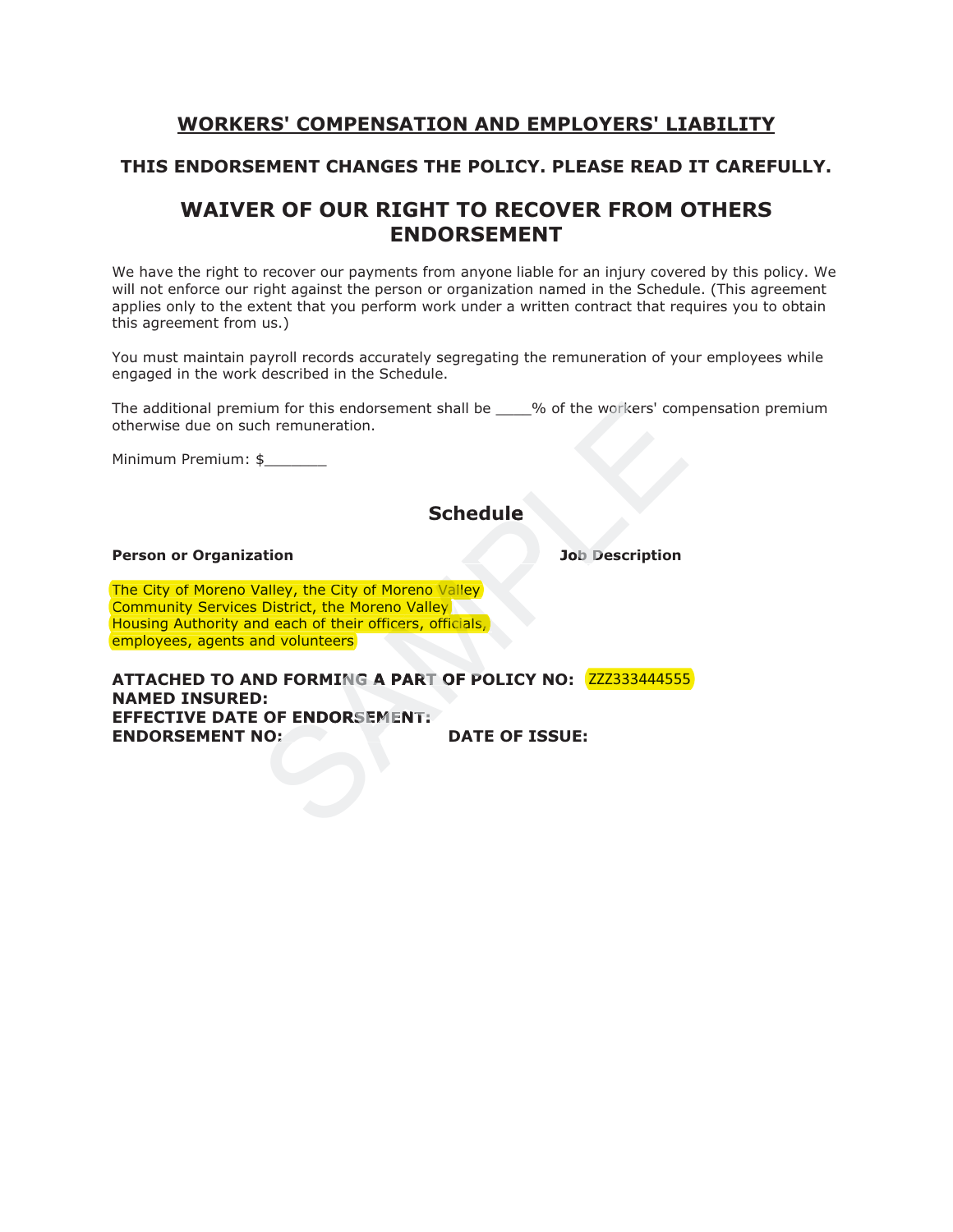## WORKERS' COMPENSATION AND EMPLOYERS' LIABILITY

**THIS ENDORSEMENT CHANGES THE POLICY. PLEASE READ IT CAREFULLY.**

# WAIVER OF OUR RIGHT TO RECOVER FROM OTHERS ENDORSEMENT

We have the right to recover our payments from anyone liable for an injury covered by this policy. We will not enforce our right against the person or organization named in the Schedule. (This agreement applies only to the extent that you perform work under a written contract that requires you to obtain this agreement from us.)

You must maintain payroll records accurately segregating the remuneration of your employees while engaged in the work described in the Schedule.

The additional premium for this endorsement shall be ____% of the workers' compensation premium otherwise due on such remuneration.

Minimum Premium: $_______

## Schedule

| Person or Organization | Job Description |
| --- | --- |
| The City of Moreno Valley, the City of Moreno Valley Community Services District, the Moreno Valley Housing Authority and each of their officers, officials, employees, agents and volunteers | |

**ATTACHED TO AND FORMING A PART OF POLICY NO:** ZZZ333444555
**NAMED INSURED:**
**EFFECTIVE DATE OF ENDORSEMENT:**
**ENDORSEMENT NO:** **DATE OF ISSUE:**

SAMPLE